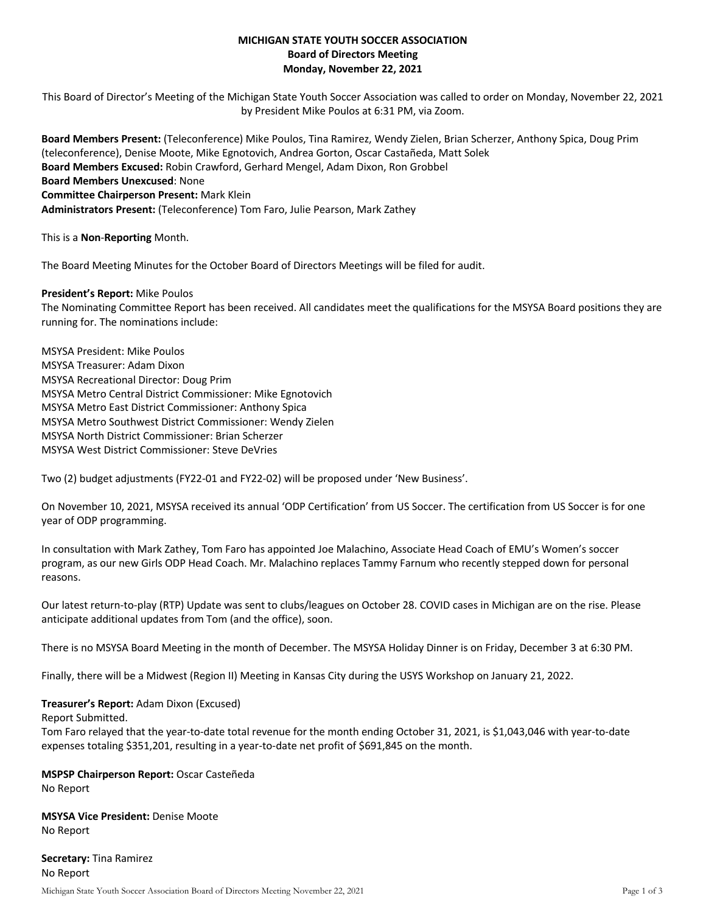**MICHIGAN STATE YOUTH SOCCER ASSOCIATION**
**Board of Directors Meeting**
**Monday, November 22, 2021**

This Board of Director's Meeting of the Michigan State Youth Soccer Association was called to order on Monday, November 22, 2021 by President Mike Poulos at 6:31 PM, via Zoom.

**Board Members Present:** (Teleconference) Mike Poulos, Tina Ramirez, Wendy Zielen, Brian Scherzer, Anthony Spica, Doug Prim (teleconference), Denise Moote, Mike Egnotovich, Andrea Gorton, Oscar Castañeda, Matt Solek
**Board Members Excused:** Robin Crawford, Gerhard Mengel, Adam Dixon, Ron Grobbel
**Board Members Unexcused**: None
**Committee Chairperson Present:** Mark Klein
**Administrators Present:** (Teleconference) Tom Faro, Julie Pearson, Mark Zathey

This is a **Non-Reporting** Month.

The Board Meeting Minutes for the October Board of Directors Meetings will be filed for audit.

**President's Report:** Mike Poulos
The Nominating Committee Report has been received. All candidates meet the qualifications for the MSYSA Board positions they are running for. The nominations include:

MSYSA President: Mike Poulos
MSYSA Treasurer: Adam Dixon
MSYSA Recreational Director: Doug Prim
MSYSA Metro Central District Commissioner: Mike Egnotovich
MSYSA Metro East District Commissioner: Anthony Spica
MSYSA Metro Southwest District Commissioner: Wendy Zielen
MSYSA North District Commissioner: Brian Scherzer
MSYSA West District Commissioner: Steve DeVries

Two (2) budget adjustments (FY22-01 and FY22-02) will be proposed under 'New Business'.

On November 10, 2021, MSYSA received its annual 'ODP Certification' from US Soccer. The certification from US Soccer is for one year of ODP programming.

In consultation with Mark Zathey, Tom Faro has appointed Joe Malachino, Associate Head Coach of EMU's Women's soccer program, as our new Girls ODP Head Coach. Mr. Malachino replaces Tammy Farnum who recently stepped down for personal reasons.

Our latest return-to-play (RTP) Update was sent to clubs/leagues on October 28. COVID cases in Michigan are on the rise. Please anticipate additional updates from Tom (and the office), soon.

There is no MSYSA Board Meeting in the month of December. The MSYSA Holiday Dinner is on Friday, December 3 at 6:30 PM.

Finally, there will be a Midwest (Region II) Meeting in Kansas City during the USYS Workshop on January 21, 2022.

**Treasurer's Report:** Adam Dixon (Excused)
Report Submitted.
Tom Faro relayed that the year-to-date total revenue for the month ending October 31, 2021, is $1,043,046 with year-to-date expenses totaling $351,201, resulting in a year-to-date net profit of $691,845 on the month.

**MSPSP Chairperson Report:** Oscar Casteñeda
No Report

**MSYSA Vice President:** Denise Moote
No Report

**Secretary:** Tina Ramirez
No Report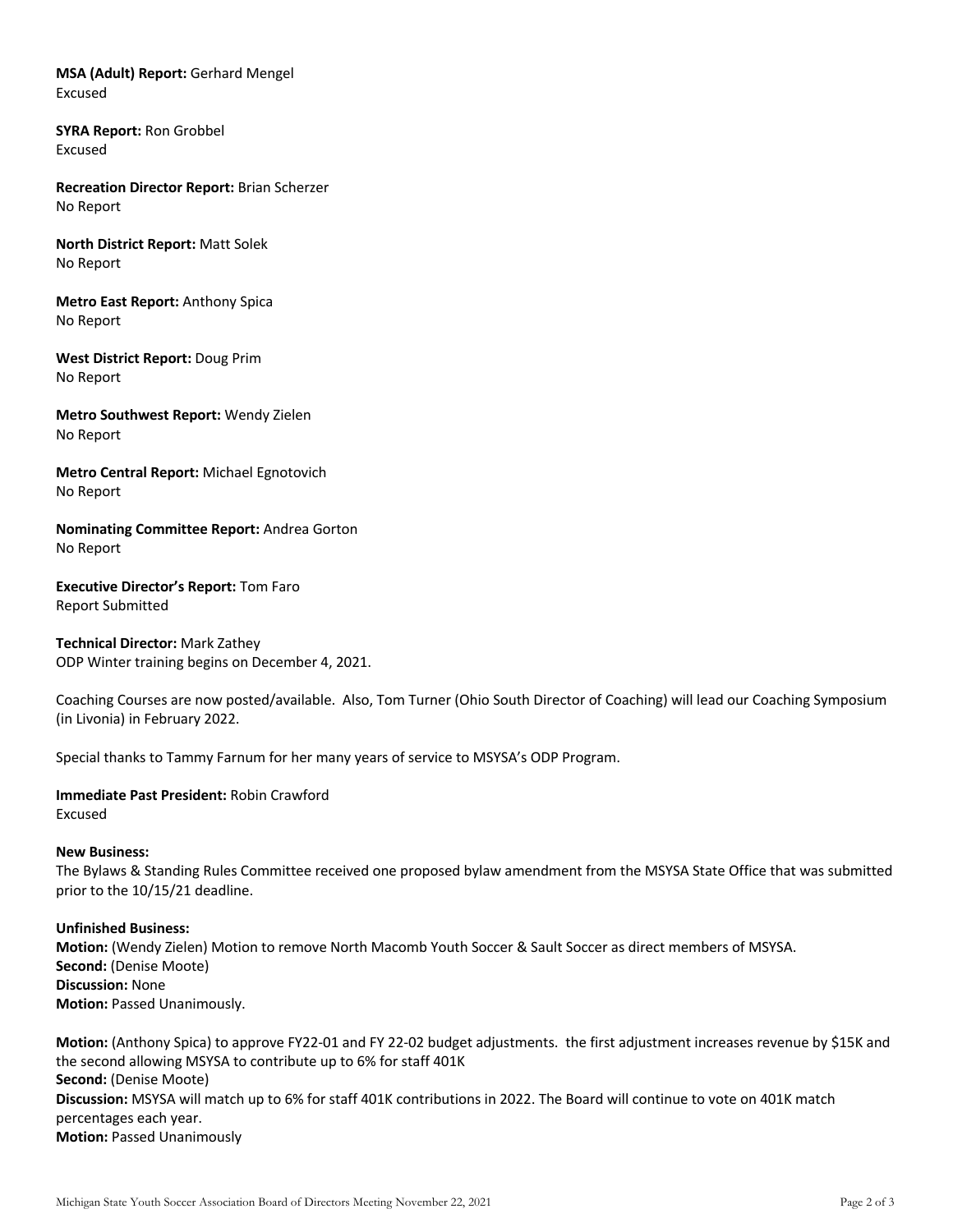**MSA (Adult) Report:** Gerhard Mengel
Excused

**SYRA Report:** Ron Grobbel
Excused

**Recreation Director Report:** Brian Scherzer
No Report

**North District Report:** Matt Solek
No Report

**Metro East Report:** Anthony Spica
No Report

**West District Report:** Doug Prim
No Report

**Metro Southwest Report:** Wendy Zielen
No Report

**Metro Central Report:** Michael Egnotovich
No Report

**Nominating Committee Report:** Andrea Gorton
No Report

**Executive Director's Report:** Tom Faro
Report Submitted

**Technical Director:** Mark Zathey
ODP Winter training begins on December 4, 2021.

Coaching Courses are now posted/available. Also, Tom Turner (Ohio South Director of Coaching) will lead our Coaching Symposium (in Livonia) in February 2022.

Special thanks to Tammy Farnum for her many years of service to MSYSA's ODP Program.

**Immediate Past President:** Robin Crawford
Excused

**New Business:**
The Bylaws & Standing Rules Committee received one proposed bylaw amendment from the MSYSA State Office that was submitted prior to the 10/15/21 deadline.

**Unfinished Business:**
**Motion:** (Wendy Zielen) Motion to remove North Macomb Youth Soccer & Sault Soccer as direct members of MSYSA.
**Second:** (Denise Moote)
**Discussion:** None
**Motion:** Passed Unanimously.

**Motion:** (Anthony Spica) to approve FY22-01 and FY 22-02 budget adjustments. the first adjustment increases revenue by $15K and the second allowing MSYSA to contribute up to 6% for staff 401K
**Second:** (Denise Moote)
**Discussion:** MSYSA will match up to 6% for staff 401K contributions in 2022. The Board will continue to vote on 401K match percentages each year.
**Motion:** Passed Unanimously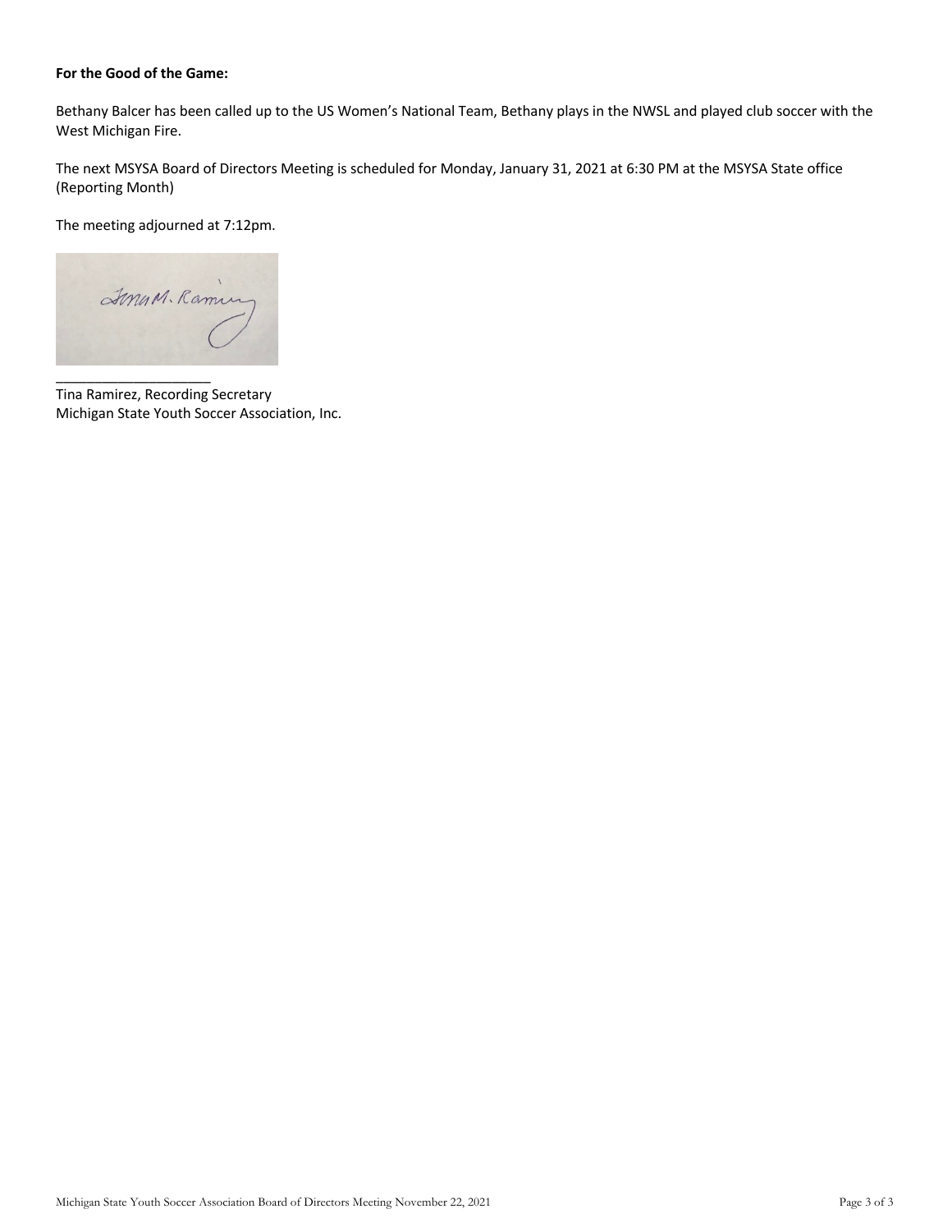**For the Good of the Game:**

Bethany Balcer has been called up to the US Women's National Team, Bethany plays in the NWSL and played club soccer with the West Michigan Fire.

The next MSYSA Board of Directors Meeting is scheduled for Monday, January 31, 2021 at 6:30 PM at the MSYSA State office (Reporting Month)

The meeting adjourned at 7:12pm.

\_\_\_\_\_\_\_\_\_\_\_\_\_\_\_\_\_\_\_\_

Tina Ramirez, Recording Secretary
Michigan State Youth Soccer Association, Inc.